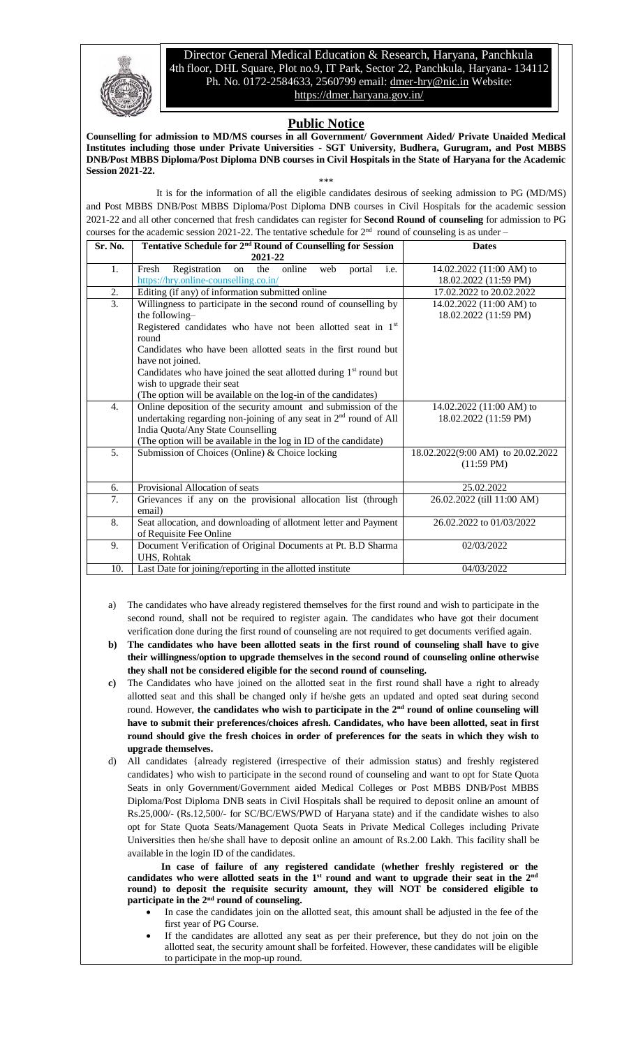Director General Medical Education & Research, Haryana, Panchkula
4th floor, DHL Square, Plot no.9, IT Park, Sector 22, Panchkula, Haryana- 134112
Ph. No. 0172-2584633, 2560799 email: dmer-hry@nic.in Website: https://dmer.haryana.gov.in/

# Public Notice

**Counselling for admission to MD/MS courses in all Government/ Government Aided/ Private Unaided Medical Institutes including those under Private Universities - SGT University, Budhera, Gurugram, and Post MBBS DNB/Post MBBS Diploma/Post Diploma DNB courses in Civil Hospitals in the State of Haryana for the Academic Session 2021-22.**

\*\*\*

It is for the information of all the eligible candidates desirous of seeking admission to PG (MD/MS) and Post MBBS DNB/Post MBBS Diploma/Post Diploma DNB courses in Civil Hospitals for the academic session 2021-22 and all other concerned that fresh candidates can register for **Second Round of counseling** for admission to PG courses for the academic session 2021-22. The tentative schedule for 2nd round of counseling is as under –

| Sr. No. | Tentative Schedule for 2nd Round of Counselling for Session 2021-22 | Dates |
|---|---|---|
| 1. | Fresh Registration on the online web portal i.e. https://hry.online-counselling.co.in/ | 14.02.2022 (11:00 AM) to 18.02.2022 (11:59 PM) |
| 2. | Editing (if any) of information submitted online | 17.02.2022 to 20.02.2022 |
| 3. | Willingness to participate in the second round of counselling by the following–<br>Registered candidates who have not been allotted seat in 1st round<br>Candidates who have been allotted seats in the first round but have not joined.<br>Candidates who have joined the seat allotted during 1st round but wish to upgrade their seat<br>(The option will be available on the log-in of the candidates) | 14.02.2022 (11:00 AM) to 18.02.2022 (11:59 PM) |
| 4. | Online deposition of the security amount and submission of the undertaking regarding non-joining of any seat in 2nd round of All India Quota/Any State Counselling<br>(The option will be available in the log in ID of the candidate) | 14.02.2022 (11:00 AM) to 18.02.2022 (11:59 PM) |
| 5. | Submission of Choices (Online) & Choice locking | 18.02.2022(9:00 AM) to 20.02.2022 (11:59 PM) |
| 6. | Provisional Allocation of seats | 25.02.2022 |
| 7. | Grievances if any on the provisional allocation list (through email) | 26.02.2022 (till 11:00 AM) |
| 8. | Seat allocation, and downloading of allotment letter and Payment of Requisite Fee Online | 26.02.2022 to 01/03/2022 |
| 9. | Document Verification of Original Documents at Pt. B.D Sharma UHS, Rohtak | 02/03/2022 |
| 10. | Last Date for joining/reporting in the allotted institute | 04/03/2022 |

a) The candidates who have already registered themselves for the first round and wish to participate in the second round, shall not be required to register again. The candidates who have got their document verification done during the first round of counseling are not required to get documents verified again.

**b) The candidates who have been allotted seats in the first round of counseling shall have to give their willingness/option to upgrade themselves in the second round of counseling online otherwise they shall not be considered eligible for the second round of counseling.**

**c)** The Candidates who have joined on the allotted seat in the first round shall have a right to already allotted seat and this shall be changed only if he/she gets an updated and opted seat during second round. However, **the candidates who wish to participate in the 2nd round of online counseling will have to submit their preferences/choices afresh. Candidates, who have been allotted, seat in first round should give the fresh choices in order of preferences for the seats in which they wish to upgrade themselves.**

d) All candidates {already registered (irrespective of their admission status) and freshly registered candidates} who wish to participate in the second round of counseling and want to opt for State Quota Seats in only Government/Government aided Medical Colleges or Post MBBS DNB/Post MBBS Diploma/Post Diploma DNB seats in Civil Hospitals shall be required to deposit online an amount of Rs.25,000/- (Rs.12,500/- for SC/BC/EWS/PWD of Haryana state) and if the candidate wishes to also opt for State Quota Seats/Management Quota Seats in Private Medical Colleges including Private Universities then he/she shall have to deposit online an amount of Rs.2.00 Lakh. This facility shall be available in the login ID of the candidates.

**In case of failure of any registered candidate (whether freshly registered or the candidates who were allotted seats in the 1st round and want to upgrade their seat in the 2nd round) to deposit the requisite security amount, they will NOT be considered eligible to participate in the 2nd round of counseling.**

- In case the candidates join on the allotted seat, this amount shall be adjusted in the fee of the first year of PG Course.
- If the candidates are allotted any seat as per their preference, but they do not join on the allotted seat, the security amount shall be forfeited. However, these candidates will be eligible to participate in the mop-up round.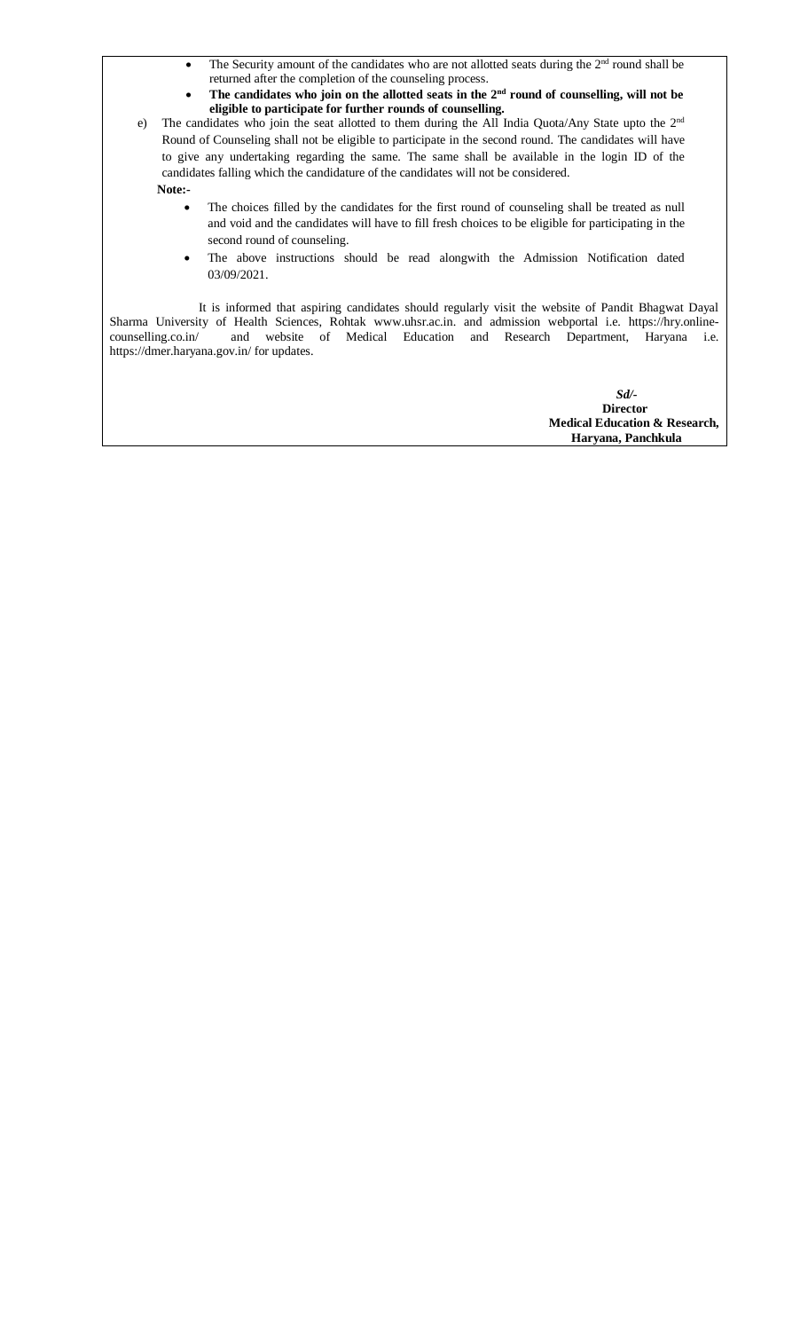- The Security amount of the candidates who are not allotted seats during the 2nd round shall be returned after the completion of the counseling process.
- **The candidates who join on the allotted seats in the 2nd round of counselling, will not be eligible to participate for further rounds of counselling.**

e) The candidates who join the seat allotted to them during the All India Quota/Any State upto the 2nd Round of Counseling shall not be eligible to participate in the second round. The candidates will have to give any undertaking regarding the same. The same shall be available in the login ID of the candidates falling which the candidature of the candidates will not be considered.

**Note:-**

- The choices filled by the candidates for the first round of counseling shall be treated as null and void and the candidates will have to fill fresh choices to be eligible for participating in the second round of counseling.
- The above instructions should be read alongwith the Admission Notification dated 03/09/2021.

It is informed that aspiring candidates should regularly visit the website of Pandit Bhagwat Dayal Sharma University of Health Sciences, Rohtak www.uhsr.ac.in. and admission webportal i.e. https://hry.online-counselling.co.in/ and website of Medical Education and Research Department, Haryana i.e. https://dmer.haryana.gov.in/ for updates.

***Sd/-***
**Director**
**Medical Education & Research,**
**Haryana, Panchkula**